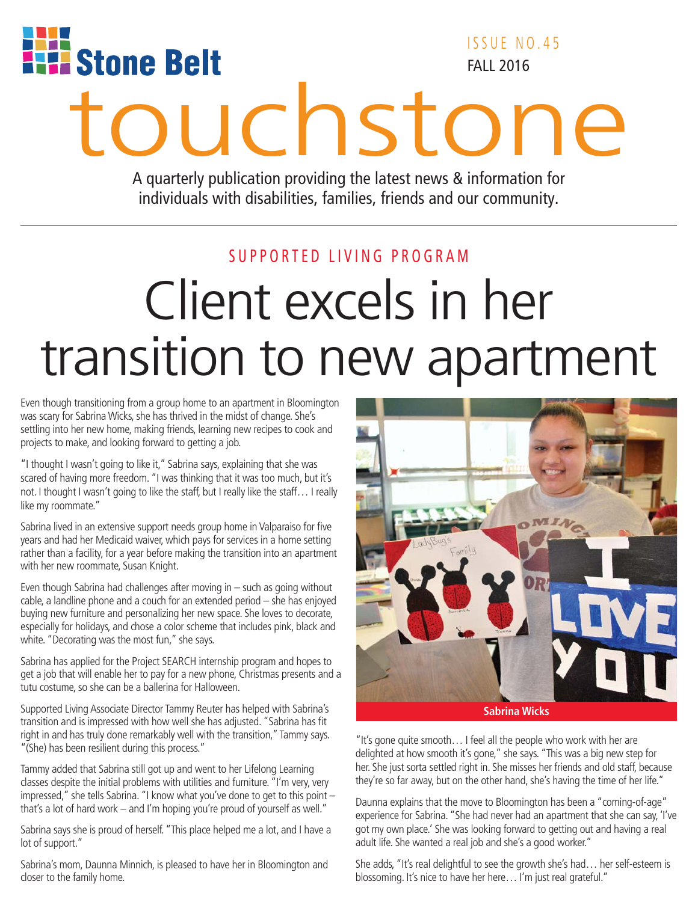Stone Belt

ISSUE NO.45
FALL 2016

# touchstone

A quarterly publication providing the latest news & information for individuals with disabilities, families, friends and our community.

SUPPORTED LIVING PROGRAM

## Client excels in her transition to new apartment

Even though transitioning from a group home to an apartment in Bloomington was scary for Sabrina Wicks, she has thrived in the midst of change. She's settling into her new home, making friends, learning new recipes to cook and projects to make, and looking forward to getting a job.

"I thought I wasn't going to like it," Sabrina says, explaining that she was scared of having more freedom. "I was thinking that it was too much, but it's not. I thought I wasn't going to like the staff, but I really like the staff… I really like my roommate."

Sabrina lived in an extensive support needs group home in Valparaiso for five years and had her Medicaid waiver, which pays for services in a home setting rather than a facility, for a year before making the transition into an apartment with her new roommate, Susan Knight.

Even though Sabrina had challenges after moving in – such as going without cable, a landline phone and a couch for an extended period – she has enjoyed buying new furniture and personalizing her new space. She loves to decorate, especially for holidays, and chose a color scheme that includes pink, black and white. "Decorating was the most fun," she says.

Sabrina has applied for the Project SEARCH internship program and hopes to get a job that will enable her to pay for a new phone, Christmas presents and a tutu costume, so she can be a ballerina for Halloween.

Supported Living Associate Director Tammy Reuter has helped with Sabrina's transition and is impressed with how well she has adjusted. "Sabrina has fit right in and has truly done remarkably well with the transition," Tammy says. "(She) has been resilient during this process."

Tammy added that Sabrina still got up and went to her Lifelong Learning classes despite the initial problems with utilities and furniture. "I'm very, very impressed," she tells Sabrina. "I know what you've done to get to this point – that's a lot of hard work – and I'm hoping you're proud of yourself as well."

Sabrina says she is proud of herself. "This place helped me a lot, and I have a lot of support."

Sabrina's mom, Daunna Minnich, is pleased to have her in Bloomington and closer to the family home.

Sabrina Wicks

"It's gone quite smooth… I feel all the people who work with her are delighted at how smooth it's gone," she says. "This was a big new step for her. She just sorta settled right in. She misses her friends and old staff, because they're so far away, but on the other hand, she's having the time of her life."

Daunna explains that the move to Bloomington has been a "coming-of-age" experience for Sabrina. "She had never had an apartment that she can say, 'I've got my own place.' She was looking forward to getting out and having a real adult life. She wanted a real job and she's a good worker."

She adds, "It's real delightful to see the growth she's had… her self-esteem is blossoming. It's nice to have her here… I'm just real grateful."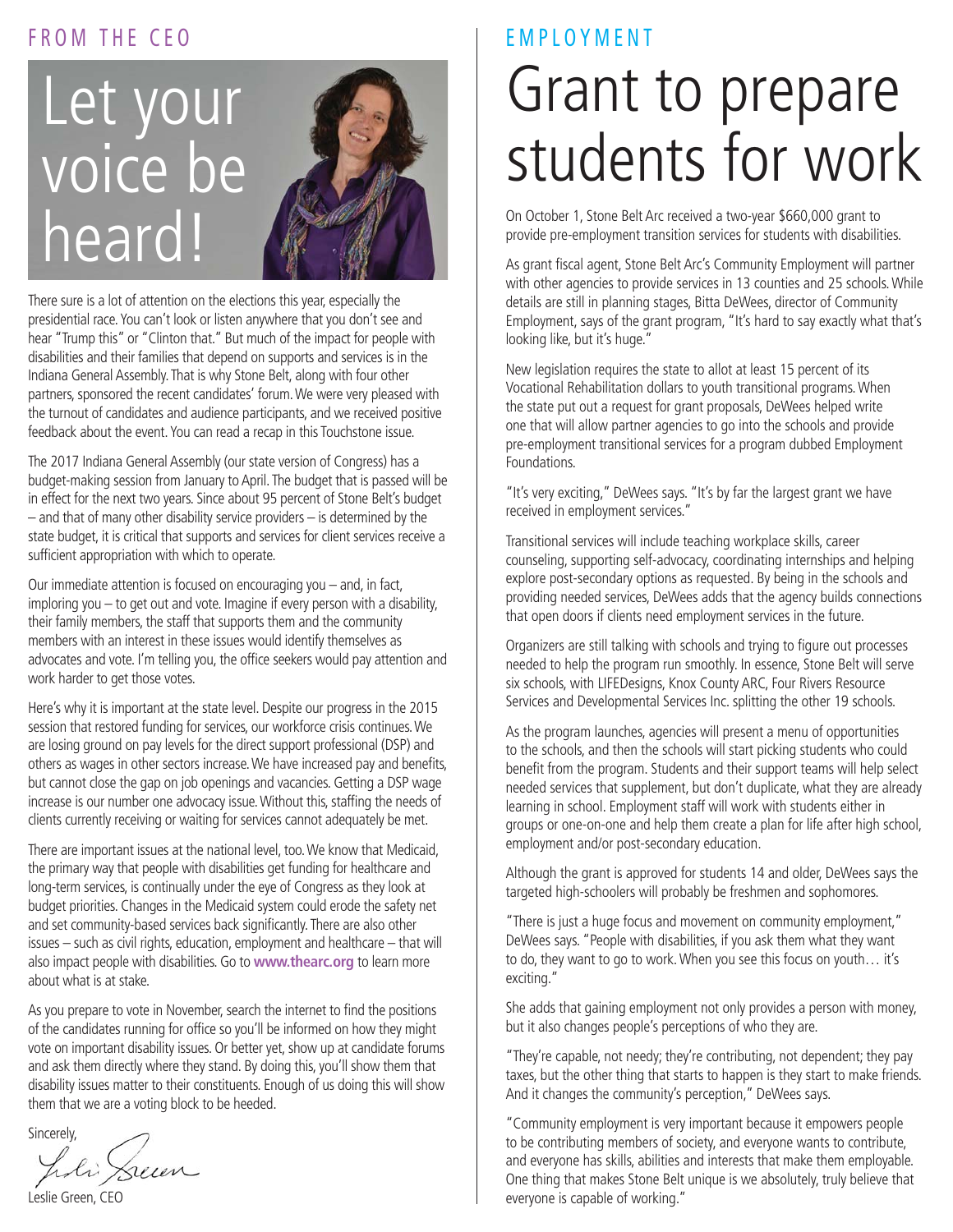FROM THE CEO

# Let your voice be heard!

There sure is a lot of attention on the elections this year, especially the presidential race. You can't look or listen anywhere that you don't see and hear "Trump this" or "Clinton that." But much of the impact for people with disabilities and their families that depend on supports and services is in the Indiana General Assembly. That is why Stone Belt, along with four other partners, sponsored the recent candidates' forum. We were very pleased with the turnout of candidates and audience participants, and we received positive feedback about the event. You can read a recap in this Touchstone issue.

The 2017 Indiana General Assembly (our state version of Congress) has a budget-making session from January to April. The budget that is passed will be in effect for the next two years. Since about 95 percent of Stone Belt's budget – and that of many other disability service providers – is determined by the state budget, it is critical that supports and services for client services receive a sufficient appropriation with which to operate.

Our immediate attention is focused on encouraging you – and, in fact, imploring you – to get out and vote. Imagine if every person with a disability, their family members, the staff that supports them and the community members with an interest in these issues would identify themselves as advocates and vote. I'm telling you, the office seekers would pay attention and work harder to get those votes.

Here's why it is important at the state level. Despite our progress in the 2015 session that restored funding for services, our workforce crisis continues. We are losing ground on pay levels for the direct support professional (DSP) and others as wages in other sectors increase. We have increased pay and benefits, but cannot close the gap on job openings and vacancies. Getting a DSP wage increase is our number one advocacy issue. Without this, staffing the needs of clients currently receiving or waiting for services cannot adequately be met.

There are important issues at the national level, too. We know that Medicaid, the primary way that people with disabilities get funding for healthcare and long-term services, is continually under the eye of Congress as they look at budget priorities. Changes in the Medicaid system could erode the safety net and set community-based services back significantly. There are also other issues – such as civil rights, education, employment and healthcare – that will also impact people with disabilities. Go to **www.thearc.org** to learn more about what is at stake.

As you prepare to vote in November, search the internet to find the positions of the candidates running for office so you'll be informed on how they might vote on important disability issues. Or better yet, show up at candidate forums and ask them directly where they stand. By doing this, you'll show them that disability issues matter to their constituents. Enough of us doing this will show them that we are a voting block to be heeded.

Sincerely,

Leslie Green, CEO

EMPLOYMENT

# Grant to prepare students for work

On October 1, Stone Belt Arc received a two-year $660,000 grant to provide pre-employment transition services for students with disabilities.

As grant fiscal agent, Stone Belt Arc's Community Employment will partner with other agencies to provide services in 13 counties and 25 schools. While details are still in planning stages, Bitta DeWees, director of Community Employment, says of the grant program, "It's hard to say exactly what that's looking like, but it's huge."

New legislation requires the state to allot at least 15 percent of its Vocational Rehabilitation dollars to youth transitional programs. When the state put out a request for grant proposals, DeWees helped write one that will allow partner agencies to go into the schools and provide pre-employment transitional services for a program dubbed Employment Foundations.

"It's very exciting," DeWees says. "It's by far the largest grant we have received in employment services."

Transitional services will include teaching workplace skills, career counseling, supporting self-advocacy, coordinating internships and helping explore post-secondary options as requested. By being in the schools and providing needed services, DeWees adds that the agency builds connections that open doors if clients need employment services in the future.

Organizers are still talking with schools and trying to figure out processes needed to help the program run smoothly. In essence, Stone Belt will serve six schools, with LIFEDesigns, Knox County ARC, Four Rivers Resource Services and Developmental Services Inc. splitting the other 19 schools.

As the program launches, agencies will present a menu of opportunities to the schools, and then the schools will start picking students who could benefit from the program. Students and their support teams will help select needed services that supplement, but don't duplicate, what they are already learning in school. Employment staff will work with students either in groups or one-on-one and help them create a plan for life after high school, employment and/or post-secondary education.

Although the grant is approved for students 14 and older, DeWees says the targeted high-schoolers will probably be freshmen and sophomores.

"There is just a huge focus and movement on community employment," DeWees says. "People with disabilities, if you ask them what they want to do, they want to go to work. When you see this focus on youth… it's exciting."

She adds that gaining employment not only provides a person with money, but it also changes people's perceptions of who they are.

"They're capable, not needy; they're contributing, not dependent; they pay taxes, but the other thing that starts to happen is they start to make friends. And it changes the community's perception," DeWees says.

"Community employment is very important because it empowers people to be contributing members of society, and everyone wants to contribute, and everyone has skills, abilities and interests that make them employable. One thing that makes Stone Belt unique is we absolutely, truly believe that everyone is capable of working."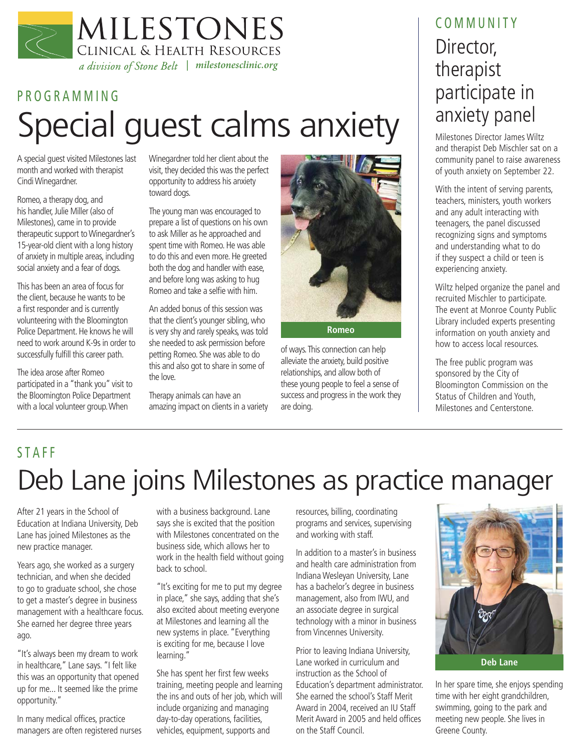# MILESTONES
## Clinical & Health Resources

*a division of Stone Belt* | *milestonesclinic.org*

PROGRAMMING

# Special guest calms anxiety

A special guest visited Milestones last month and worked with therapist Cindi Winegardner.

Romeo, a therapy dog, and his handler, Julie Miller (also of Milestones), came in to provide therapeutic support to Winegardner's 15-year-old client with a long history of anxiety in multiple areas, including social anxiety and a fear of dogs.

This has been an area of focus for the client, because he wants to be a first responder and is currently volunteering with the Bloomington Police Department. He knows he will need to work around K-9s in order to successfully fulfill this career path.

The idea arose after Romeo participated in a "thank you" visit to the Bloomington Police Department with a local volunteer group. When Winegardner told her client about the visit, they decided this was the perfect opportunity to address his anxiety toward dogs.

The young man was encouraged to prepare a list of questions on his own to ask Miller as he approached and spent time with Romeo. He was able to do this and even more. He greeted both the dog and handler with ease, and before long was asking to hug Romeo and take a selfie with him.

An added bonus of this session was that the client's younger sibling, who is very shy and rarely speaks, was told she needed to ask permission before petting Romeo. She was able to do this and also got to share in some of the love.

Therapy animals can have an amazing impact on clients in a variety of ways. This connection can help alleviate the anxiety, build positive relationships, and allow both of these young people to feel a sense of success and progress in the work they are doing.

**Romeo**

COMMUNITY

# Director, therapist participate in anxiety panel

Milestones Director James Wiltz and therapist Deb Mischler sat on a community panel to raise awareness of youth anxiety on September 22.

With the intent of serving parents, teachers, ministers, youth workers and any adult interacting with teenagers, the panel discussed recognizing signs and symptoms and understanding what to do if they suspect a child or teen is experiencing anxiety.

Wiltz helped organize the panel and recruited Mischler to participate. The event at Monroe County Public Library included experts presenting information on youth anxiety and how to access local resources.

The free public program was sponsored by the City of Bloomington Commission on the Status of Children and Youth, Milestones and Centerstone.

STAFF

# Deb Lane joins Milestones as practice manager

After 21 years in the School of Education at Indiana University, Deb Lane has joined Milestones as the new practice manager.

Years ago, she worked as a surgery technician, and when she decided to go to graduate school, she chose to get a master's degree in business management with a healthcare focus. She earned her degree three years ago.

"It's always been my dream to work in healthcare," Lane says. "I felt like this was an opportunity that opened up for me... It seemed like the prime opportunity."

In many medical offices, practice managers are often registered nurses with a business background. Lane says she is excited that the position with Milestones concentrated on the business side, which allows her to work in the health field without going back to school.

"It's exciting for me to put my degree in place," she says, adding that she's also excited about meeting everyone at Milestones and learning all the new systems in place. "Everything is exciting for me, because I love learning."

She has spent her first few weeks training, meeting people and learning the ins and outs of her job, which will include organizing and managing day-to-day operations, facilities, vehicles, equipment, supports and resources, billing, coordinating programs and services, supervising and working with staff.

In addition to a master's in business and health care administration from Indiana Wesleyan University, Lane has a bachelor's degree in business management, also from IWU, and an associate degree in surgical technology with a minor in business from Vincennes University.

Prior to leaving Indiana University, Lane worked in curriculum and instruction as the School of Education's department administrator. She earned the school's Staff Merit Award in 2004, received an IU Staff Merit Award in 2005 and held offices on the Staff Council.

**Deb Lane**

In her spare time, she enjoys spending time with her eight grandchildren, swimming, going to the park and meeting new people. She lives in Greene County.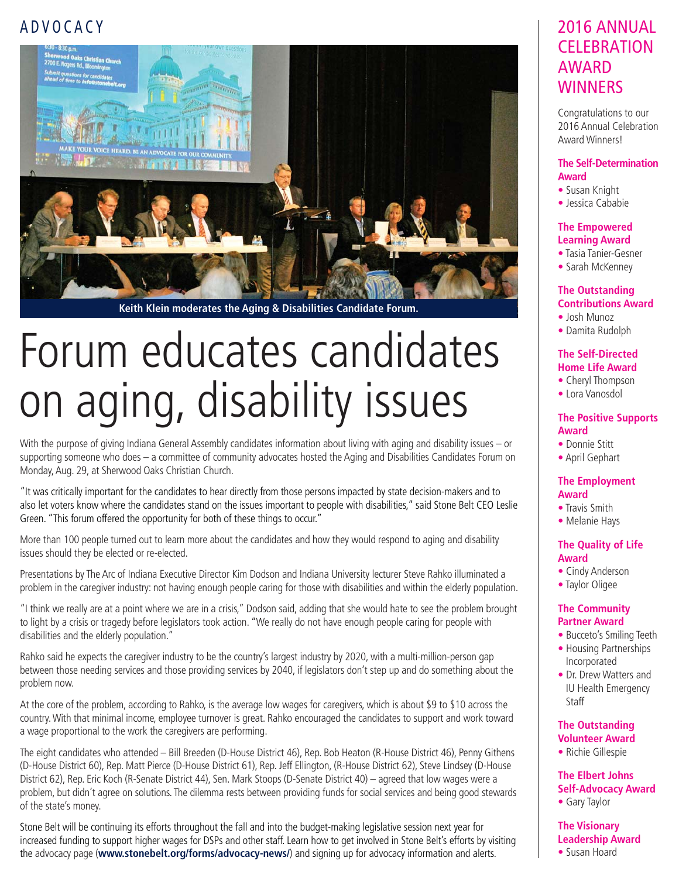ADVOCACY

Keith Klein moderates the Aging & Disabilities Candidate Forum.

# Forum educates candidates on aging, disability issues

With the purpose of giving Indiana General Assembly candidates information about living with aging and disability issues – or supporting someone who does – a committee of community advocates hosted the Aging and Disabilities Candidates Forum on Monday, Aug. 29, at Sherwood Oaks Christian Church.

"It was critically important for the candidates to hear directly from those persons impacted by state decision-makers and to also let voters know where the candidates stand on the issues important to people with disabilities," said Stone Belt CEO Leslie Green. "This forum offered the opportunity for both of these things to occur."

More than 100 people turned out to learn more about the candidates and how they would respond to aging and disability issues should they be elected or re-elected.

Presentations by The Arc of Indiana Executive Director Kim Dodson and Indiana University lecturer Steve Rahko illuminated a problem in the caregiver industry: not having enough people caring for those with disabilities and within the elderly population.

"I think we really are at a point where we are in a crisis," Dodson said, adding that she would hate to see the problem brought to light by a crisis or tragedy before legislators took action. "We really do not have enough people caring for people with disabilities and the elderly population."

Rahko said he expects the caregiver industry to be the country's largest industry by 2020, with a multi-million-person gap between those needing services and those providing services by 2040, if legislators don't step up and do something about the problem now.

At the core of the problem, according to Rahko, is the average low wages for caregivers, which is about $9 to $10 across the country. With that minimal income, employee turnover is great. Rahko encouraged the candidates to support and work toward a wage proportional to the work the caregivers are performing.

The eight candidates who attended – Bill Breeden (D-House District 46), Rep. Bob Heaton (R-House District 46), Penny Githens (D-House District 60), Rep. Matt Pierce (D-House District 61), Rep. Jeff Ellington, (R-House District 62), Steve Lindsey (D-House District 62), Rep. Eric Koch (R-Senate District 44), Sen. Mark Stoops (D-Senate District 40) – agreed that low wages were a problem, but didn't agree on solutions. The dilemma rests between providing funds for social services and being good stewards of the state's money.

Stone Belt will be continuing its efforts throughout the fall and into the budget-making legislative session next year for increased funding to support higher wages for DSPs and other staff. Learn how to get involved in Stone Belt's efforts by visiting the advocacy page (**www.stonebelt.org/forms/advocacy-news/**) and signing up for advocacy information and alerts.

## 2016 ANNUAL CELEBRATION AWARD WINNERS

Congratulations to our 2016 Annual Celebration Award Winners!

**The Self-Determination Award**
- Susan Knight
- Jessica Cababie

**The Empowered Learning Award**
- Tasia Tanier-Gesner
- Sarah McKenney

**The Outstanding Contributions Award**
- Josh Munoz
- Damita Rudolph

**The Self-Directed Home Life Award**
- Cheryl Thompson
- Lora Vanosdol

**The Positive Supports Award**
- Donnie Stitt
- April Gephart

**The Employment Award**
- Travis Smith
- Melanie Hays

**The Quality of Life Award**
- Cindy Anderson
- Taylor Oligee

**The Community Partner Award**
- Bucceto's Smiling Teeth
- Housing Partnerships Incorporated
- Dr. Drew Watters and IU Health Emergency Staff

**The Outstanding Volunteer Award**
- Richie Gillespie

**The Elbert Johns Self-Advocacy Award**
- Gary Taylor

**The Visionary Leadership Award**
- Susan Hoard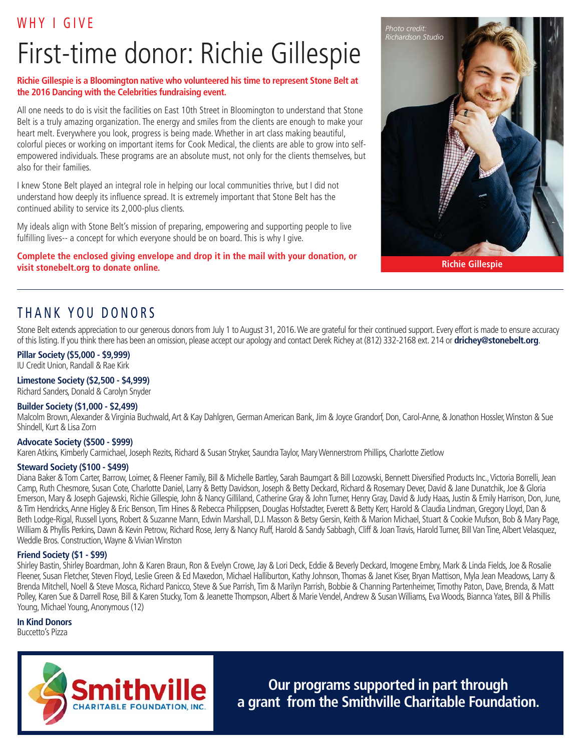WHY I GIVE

# First-time donor: Richie Gillespie

**Richie Gillespie is a Bloomington native who volunteered his time to represent Stone Belt at the 2016 Dancing with the Celebrities fundraising event.**

All one needs to do is visit the facilities on East 10th Street in Bloomington to understand that Stone Belt is a truly amazing organization. The energy and smiles from the clients are enough to make your heart melt. Everywhere you look, progress is being made. Whether in art class making beautiful, colorful pieces or working on important items for Cook Medical, the clients are able to grow into self-empowered individuals. These programs are an absolute must, not only for the clients themselves, but also for their families.

I knew Stone Belt played an integral role in helping our local communities thrive, but I did not understand how deeply its influence spread. It is extremely important that Stone Belt has the continued ability to service its 2,000-plus clients.

My ideals align with Stone Belt's mission of preparing, empowering and supporting people to live fulfilling lives-- a concept for which everyone should be on board. This is why I give.

**Complete the enclosed giving envelope and drop it in the mail with your donation, or visit stonebelt.org to donate online.**

*Photo credit: Richardson Studio*

Richie Gillespie

## THANK YOU DONORS

Stone Belt extends appreciation to our generous donors from July 1 to August 31, 2016. We are grateful for their continued support. Every effort is made to ensure accuracy of this listing. If you think there has been an omission, please accept our apology and contact Derek Richey at (812) 332-2168 ext. 214 or **drichey@stonebelt.org**.

**Pillar Society ($5,000 - $9,999)**
IU Credit Union, Randall & Rae Kirk

**Limestone Society ($2,500 - $4,999)**
Richard Sanders, Donald & Carolyn Snyder

**Builder Society ($1,000 - $2,499)**
Malcolm Brown, Alexander & Virginia Buchwald, Art & Kay Dahlgren, German American Bank, Jim & Joyce Grandorf, Don, Carol-Anne, & Jonathon Hossler, Winston & Sue Shindell, Kurt & Lisa Zorn

**Advocate Society ($500 - $999)**
Karen Atkins, Kimberly Carmichael, Joseph Rezits, Richard & Susan Stryker, Saundra Taylor, Mary Wennerstrom Phillips, Charlotte Zietlow

**Steward Society ($100 - $499)**
Diana Baker & Tom Carter, Barrow, Loimer, & Fleener Family, Bill & Michelle Bartley, Sarah Baumgart & Bill Lozowski, Bennett Diversified Products Inc., Victoria Borrelli, Jean Camp, Ruth Chesmore, Susan Cote, Charlotte Daniel, Larry & Betty Davidson, Joseph & Betty Deckard, Richard & Rosemary Dever, David & Jane Dunatchik, Joe & Gloria Emerson, Mary & Joseph Gajewski, Richie Gillespie, John & Nancy Gilliland, Catherine Gray & John Turner, Henry Gray, David & Judy Haas, Justin & Emily Harrison, Don, June, & Tim Hendricks, Anne Higley & Eric Benson, Tim Hines & Rebecca Philippsen, Douglas Hofstadter, Everett & Betty Kerr, Harold & Claudia Lindman, Gregory Lloyd, Dan & Beth Lodge-Rigal, Russell Lyons, Robert & Suzanne Mann, Edwin Marshall, D.J. Masson & Betsy Gersin, Keith & Marion Michael, Stuart & Cookie Mufson, Bob & Mary Page, William & Phyllis Perkins, Dawn & Kevin Petrow, Richard Rose, Jerry & Nancy Ruff, Harold & Sandy Sabbagh, Cliff & Joan Travis, Harold Turner, Bill Van Tine, Albert Velasquez, Weddle Bros. Construction, Wayne & Vivian Winston

**Friend Society ($1 - $99)**
Shirley Bastin, Shirley Boardman, John & Karen Braun, Ron & Evelyn Crowe, Jay & Lori Deck, Eddie & Beverly Deckard, Imogene Embry, Mark & Linda Fields, Joe & Rosalie Fleener, Susan Fletcher, Steven Floyd, Leslie Green & Ed Maxedon, Michael Halliburton, Kathy Johnson, Thomas & Janet Kiser, Bryan Mattison, Myla Jean Meadows, Larry & Brenda Mitchell, Noell & Steve Mosca, Richard Panicco, Steve & Sue Parrish, Tim & Marilyn Parrish, Bobbie & Channing Partenheimer, Timothy Paton, Dave, Brenda, & Matt Polley, Karen Sue & Darrell Rose, Bill & Karen Stucky, Tom & Jeanette Thompson, Albert & Marie Vendel, Andrew & Susan Williams, Eva Woods, Biannca Yates, Bill & Phillis Young, Michael Young, Anonymous (12)

**In Kind Donors**
Buccetto's Pizza

Smithville CHARITABLE FOUNDATION, INC.

**Our programs supported in part through a grant from the Smithville Charitable Foundation.**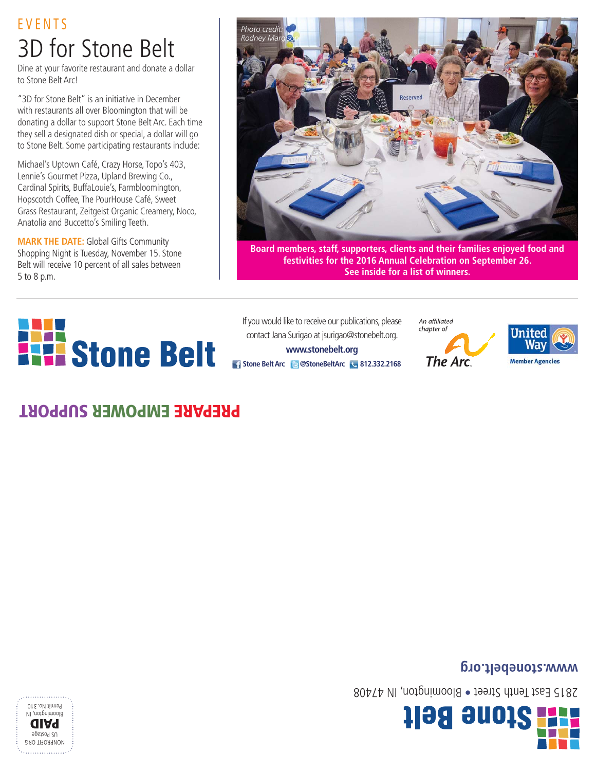EVENTS

# 3D for Stone Belt

Dine at your favorite restaurant and donate a dollar to Stone Belt Arc!

"3D for Stone Belt" is an initiative in December with restaurants all over Bloomington that will be donating a dollar to support Stone Belt Arc. Each time they sell a designated dish or special, a dollar will go to Stone Belt. Some participating restaurants include:

Michael's Uptown Café, Crazy Horse, Topo's 403, Lennie's Gourmet Pizza, Upland Brewing Co., Cardinal Spirits, BuffaLouie's, Farmbloomington, Hopscotch Coffee, The PourHouse Café, Sweet Grass Restaurant, Zeitgeist Organic Creamery, Noco, Anatolia and Buccetto's Smiling Teeth.

**MARK THE DATE:** Global Gifts Community Shopping Night is Tuesday, November 15. Stone Belt will receive 10 percent of all sales between 5 to 8 p.m.

*Photo credit: Rodney Margison*

**Board members, staff, supporters, clients and their families enjoyed food and festivities for the 2016 Annual Celebration on September 26. See inside for a list of winners.**

Stone Belt

If you would like to receive our publications, please contact Jana Surigao at jsurigao@stonebelt.org.

**www.stonebelt.org**

**Stone Belt Arc** **@StoneBeltArc** **812.332.2168**

*An affiliated chapter of* The Arc.

United Way Member Agencies

**PREPARE EMPOWER SUPPORT**

Stone Belt

2815 East Tenth Street • Bloomington, IN 47408

**www.stonebelt.org**

NONPROFIT ORG
US Postage
**PAID**
Bloomington, IN
Permit No. 310